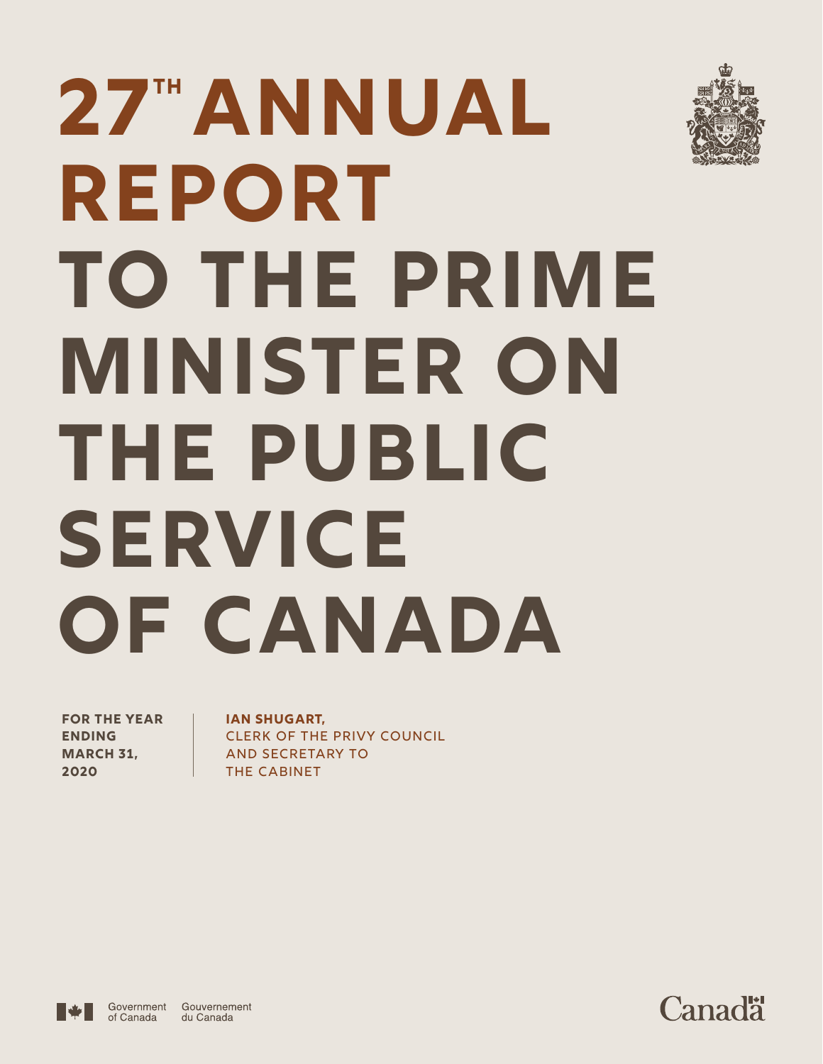# 27[TH] ANNUAL REPORT TO THE PRIME MINISTER ON THE PUBLIC SERVICE OF CANADA

**FOR THE YEAR ENDING MARCH 31, 2020**

**IAN SHUGART,**
CLERK OF THE PRIVY COUNCIL AND SECRETARY TO THE CABINET

Government of Canada | Gouvernement du Canada

Canada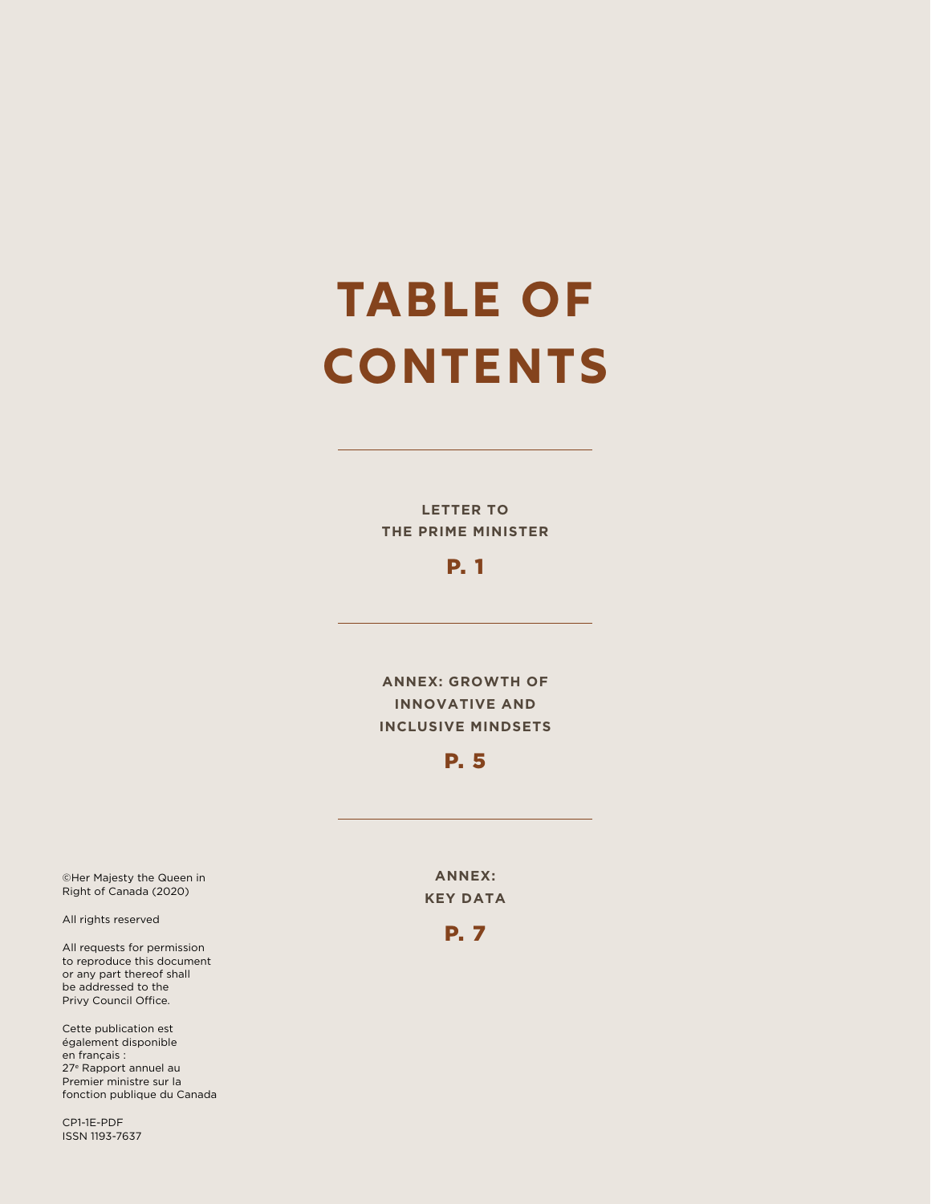# TABLE OF CONTENTS

**LETTER TO THE PRIME MINISTER**

**P. 1**

**ANNEX: GROWTH OF INNOVATIVE AND INCLUSIVE MINDSETS**

**P. 5**

**ANNEX: KEY DATA**

**P. 7**

©Her Majesty the Queen in Right of Canada (2020)

All rights reserved

All requests for permission to reproduce this document or any part thereof shall be addressed to the Privy Council Office.

Cette publication est également disponible en français : 27e Rapport annuel au Premier ministre sur la fonction publique du Canada

CP1-1E-PDF
ISSN 1193-7637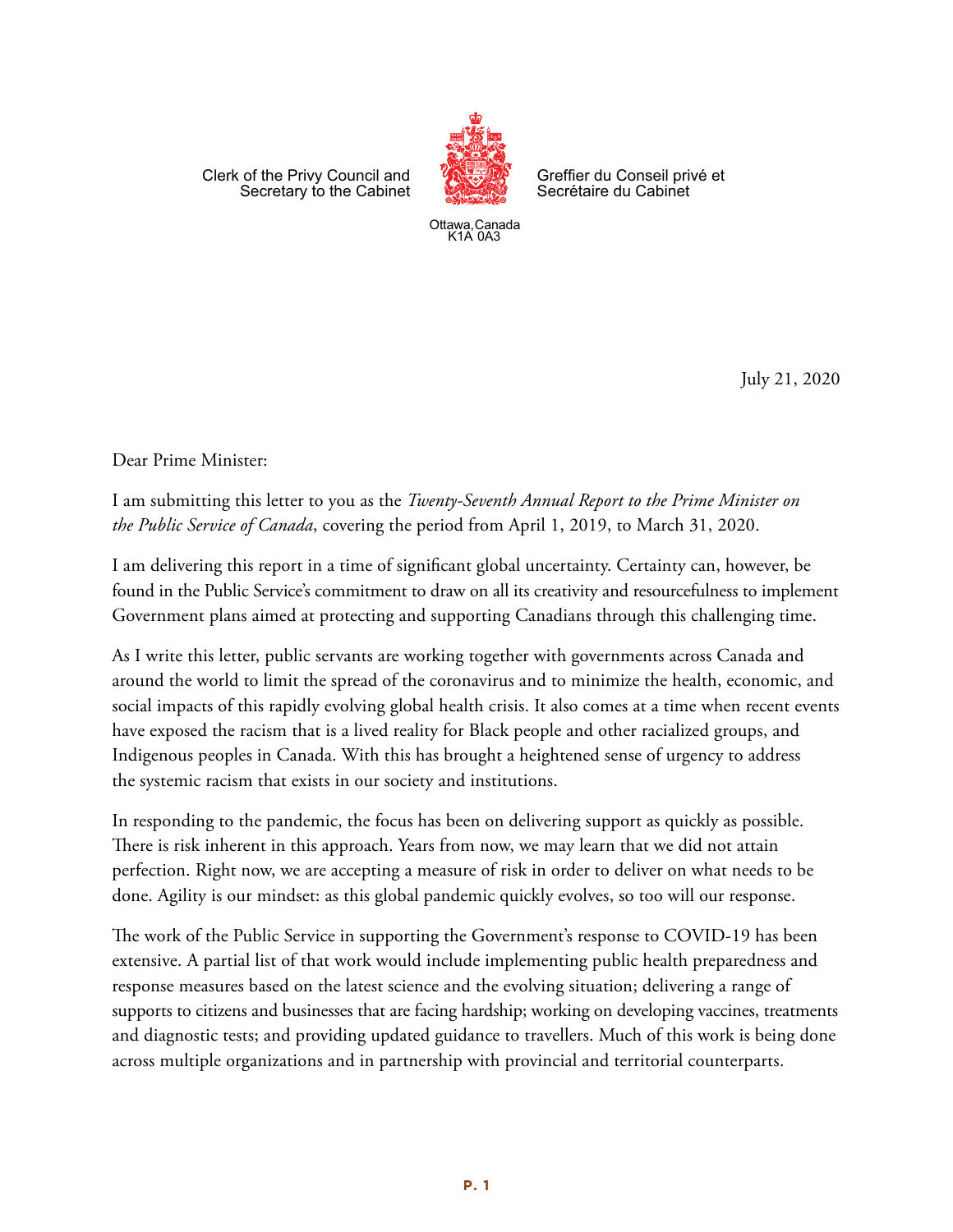Clerk of the Privy Council and Secretary to the Cabinet

Greffier du Conseil privé et Secrétaire du Cabinet

Ottawa, Canada
K1A 0A3

July 21, 2020

Dear Prime Minister:

I am submitting this letter to you as the *Twenty-Seventh Annual Report to the Prime Minister on the Public Service of Canada*, covering the period from April 1, 2019, to March 31, 2020.

I am delivering this report in a time of significant global uncertainty. Certainty can, however, be found in the Public Service's commitment to draw on all its creativity and resourcefulness to implement Government plans aimed at protecting and supporting Canadians through this challenging time.

As I write this letter, public servants are working together with governments across Canada and around the world to limit the spread of the coronavirus and to minimize the health, economic, and social impacts of this rapidly evolving global health crisis. It also comes at a time when recent events have exposed the racism that is a lived reality for Black people and other racialized groups, and Indigenous peoples in Canada. With this has brought a heightened sense of urgency to address the systemic racism that exists in our society and institutions.

In responding to the pandemic, the focus has been on delivering support as quickly as possible. There is risk inherent in this approach. Years from now, we may learn that we did not attain perfection. Right now, we are accepting a measure of risk in order to deliver on what needs to be done. Agility is our mindset: as this global pandemic quickly evolves, so too will our response.

The work of the Public Service in supporting the Government's response to COVID-19 has been extensive. A partial list of that work would include implementing public health preparedness and response measures based on the latest science and the evolving situation; delivering a range of supports to citizens and businesses that are facing hardship; working on developing vaccines, treatments and diagnostic tests; and providing updated guidance to travellers. Much of this work is being done across multiple organizations and in partnership with provincial and territorial counterparts.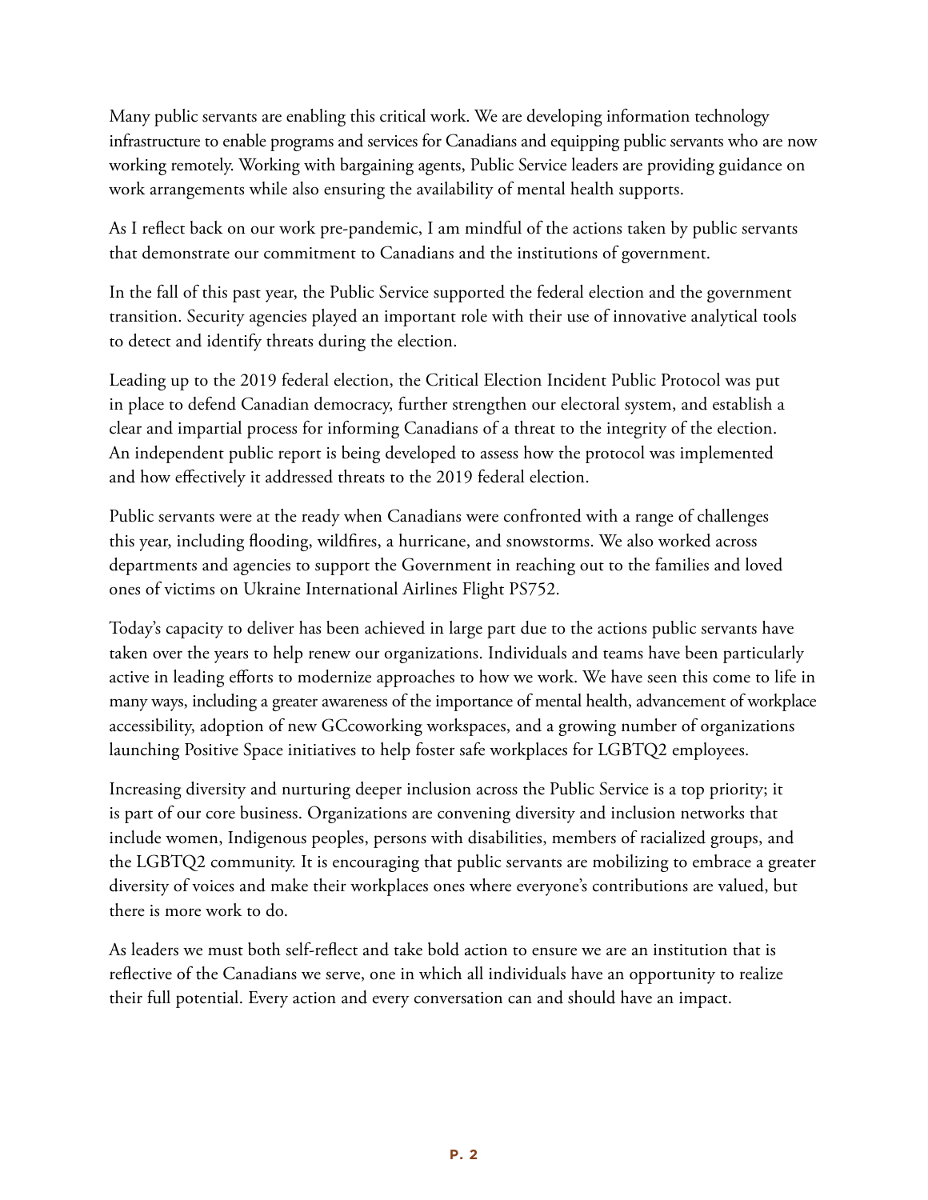Many public servants are enabling this critical work. We are developing information technology infrastructure to enable programs and services for Canadians and equipping public servants who are now working remotely. Working with bargaining agents, Public Service leaders are providing guidance on work arrangements while also ensuring the availability of mental health supports.

As I reflect back on our work pre-pandemic, I am mindful of the actions taken by public servants that demonstrate our commitment to Canadians and the institutions of government.

In the fall of this past year, the Public Service supported the federal election and the government transition. Security agencies played an important role with their use of innovative analytical tools to detect and identify threats during the election.

Leading up to the 2019 federal election, the Critical Election Incident Public Protocol was put in place to defend Canadian democracy, further strengthen our electoral system, and establish a clear and impartial process for informing Canadians of a threat to the integrity of the election. An independent public report is being developed to assess how the protocol was implemented and how effectively it addressed threats to the 2019 federal election.

Public servants were at the ready when Canadians were confronted with a range of challenges this year, including flooding, wildfires, a hurricane, and snowstorms. We also worked across departments and agencies to support the Government in reaching out to the families and loved ones of victims on Ukraine International Airlines Flight PS752.

Today's capacity to deliver has been achieved in large part due to the actions public servants have taken over the years to help renew our organizations. Individuals and teams have been particularly active in leading efforts to modernize approaches to how we work. We have seen this come to life in many ways, including a greater awareness of the importance of mental health, advancement of workplace accessibility, adoption of new GCcoworking workspaces, and a growing number of organizations launching Positive Space initiatives to help foster safe workplaces for LGBTQ2 employees.

Increasing diversity and nurturing deeper inclusion across the Public Service is a top priority; it is part of our core business. Organizations are convening diversity and inclusion networks that include women, Indigenous peoples, persons with disabilities, members of racialized groups, and the LGBTQ2 community. It is encouraging that public servants are mobilizing to embrace a greater diversity of voices and make their workplaces ones where everyone's contributions are valued, but there is more work to do.

As leaders we must both self-reflect and take bold action to ensure we are an institution that is reflective of the Canadians we serve, one in which all individuals have an opportunity to realize their full potential. Every action and every conversation can and should have an impact.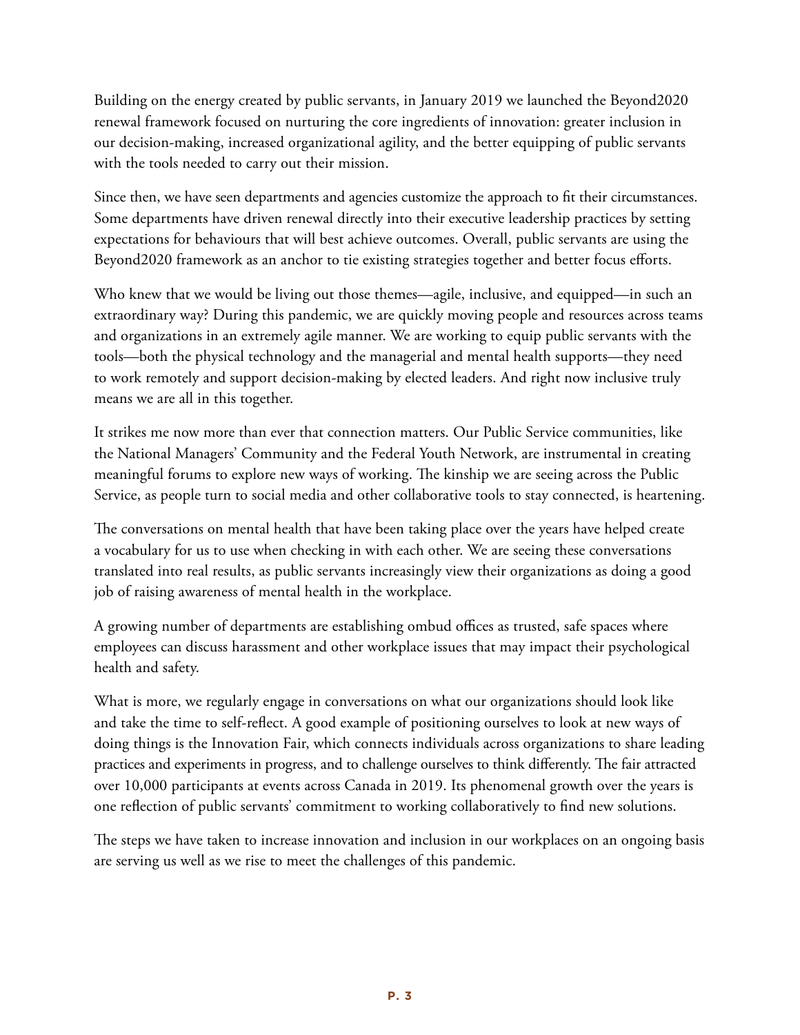Building on the energy created by public servants, in January 2019 we launched the Beyond2020 renewal framework focused on nurturing the core ingredients of innovation: greater inclusion in our decision-making, increased organizational agility, and the better equipping of public servants with the tools needed to carry out their mission.

Since then, we have seen departments and agencies customize the approach to fit their circumstances. Some departments have driven renewal directly into their executive leadership practices by setting expectations for behaviours that will best achieve outcomes. Overall, public servants are using the Beyond2020 framework as an anchor to tie existing strategies together and better focus efforts.

Who knew that we would be living out those themes—agile, inclusive, and equipped—in such an extraordinary way? During this pandemic, we are quickly moving people and resources across teams and organizations in an extremely agile manner. We are working to equip public servants with the tools—both the physical technology and the managerial and mental health supports—they need to work remotely and support decision-making by elected leaders. And right now inclusive truly means we are all in this together.

It strikes me now more than ever that connection matters. Our Public Service communities, like the National Managers' Community and the Federal Youth Network, are instrumental in creating meaningful forums to explore new ways of working. The kinship we are seeing across the Public Service, as people turn to social media and other collaborative tools to stay connected, is heartening.

The conversations on mental health that have been taking place over the years have helped create a vocabulary for us to use when checking in with each other. We are seeing these conversations translated into real results, as public servants increasingly view their organizations as doing a good job of raising awareness of mental health in the workplace.

A growing number of departments are establishing ombud offices as trusted, safe spaces where employees can discuss harassment and other workplace issues that may impact their psychological health and safety.

What is more, we regularly engage in conversations on what our organizations should look like and take the time to self-reflect. A good example of positioning ourselves to look at new ways of doing things is the Innovation Fair, which connects individuals across organizations to share leading practices and experiments in progress, and to challenge ourselves to think differently. The fair attracted over 10,000 participants at events across Canada in 2019. Its phenomenal growth over the years is one reflection of public servants' commitment to working collaboratively to find new solutions.

The steps we have taken to increase innovation and inclusion in our workplaces on an ongoing basis are serving us well as we rise to meet the challenges of this pandemic.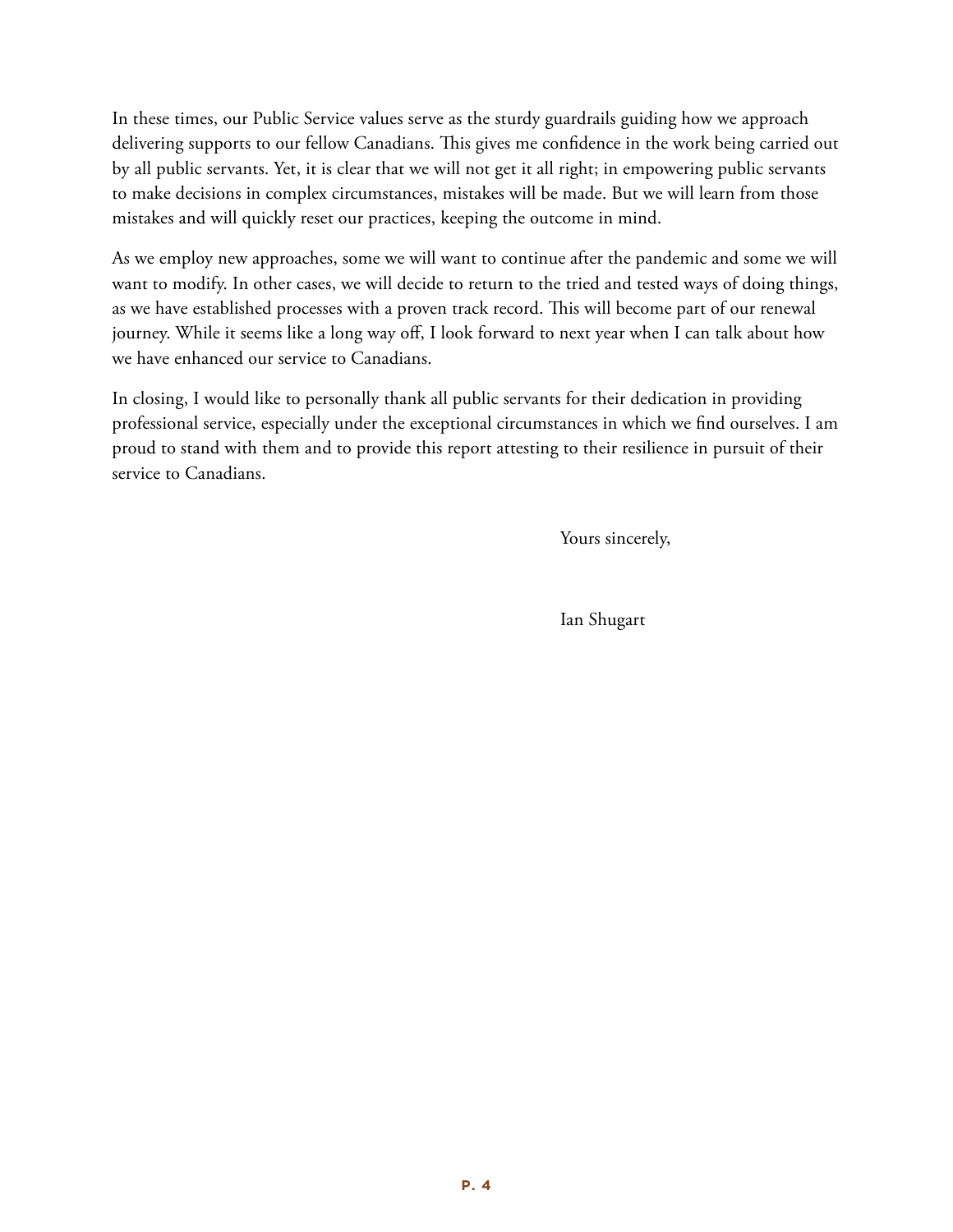In these times, our Public Service values serve as the sturdy guardrails guiding how we approach delivering supports to our fellow Canadians. This gives me confidence in the work being carried out by all public servants. Yet, it is clear that we will not get it all right; in empowering public servants to make decisions in complex circumstances, mistakes will be made. But we will learn from those mistakes and will quickly reset our practices, keeping the outcome in mind.

As we employ new approaches, some we will want to continue after the pandemic and some we will want to modify. In other cases, we will decide to return to the tried and tested ways of doing things, as we have established processes with a proven track record. This will become part of our renewal journey. While it seems like a long way off, I look forward to next year when I can talk about how we have enhanced our service to Canadians.

In closing, I would like to personally thank all public servants for their dedication in providing professional service, especially under the exceptional circumstances in which we find ourselves. I am proud to stand with them and to provide this report attesting to their resilience in pursuit of their service to Canadians.

Yours sincerely,

Ian Shugart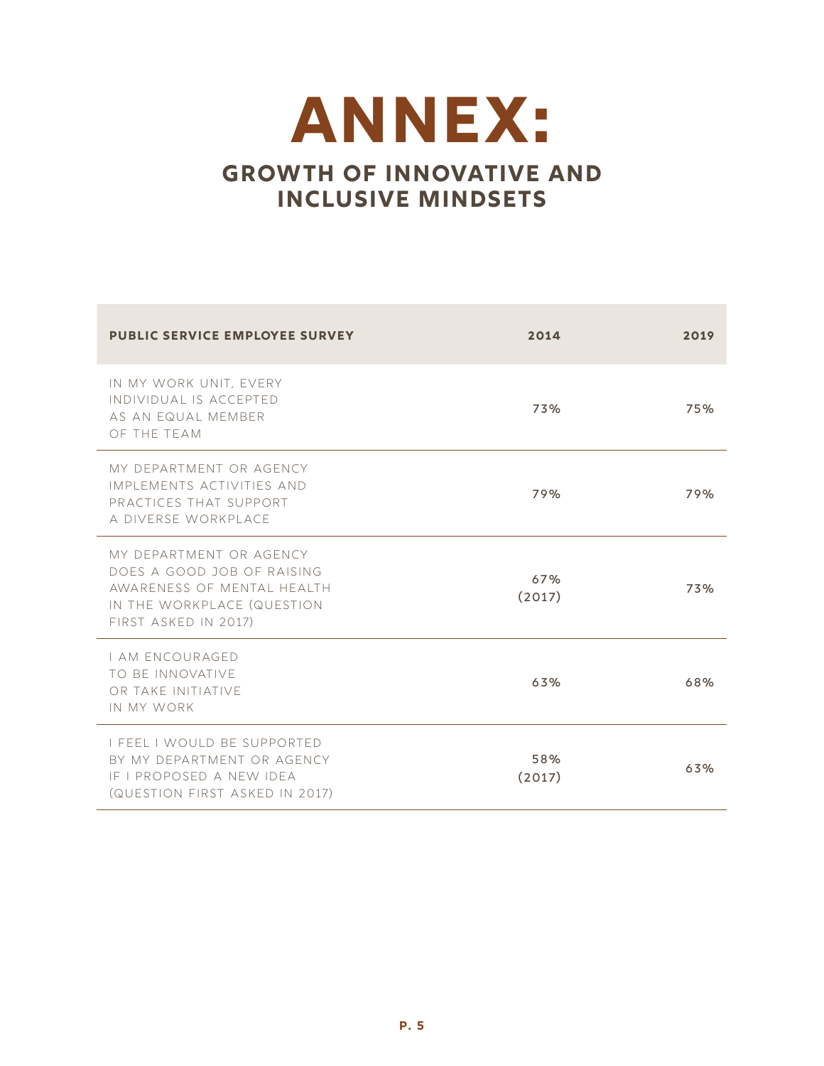# ANNEX:

## GROWTH OF INNOVATIVE AND INCLUSIVE MINDSETS

| PUBLIC SERVICE EMPLOYEE SURVEY | 2014 | 2019 |
|---|---|---|
| IN MY WORK UNIT, EVERY INDIVIDUAL IS ACCEPTED AS AN EQUAL MEMBER OF THE TEAM | 73% | 75% |
| MY DEPARTMENT OR AGENCY IMPLEMENTS ACTIVITIES AND PRACTICES THAT SUPPORT A DIVERSE WORKPLACE | 79% | 79% |
| MY DEPARTMENT OR AGENCY DOES A GOOD JOB OF RAISING AWARENESS OF MENTAL HEALTH IN THE WORKPLACE (QUESTION FIRST ASKED IN 2017) | 67% (2017) | 73% |
| I AM ENCOURAGED TO BE INNOVATIVE OR TAKE INITIATIVE IN MY WORK | 63% | 68% |
| I FEEL I WOULD BE SUPPORTED BY MY DEPARTMENT OR AGENCY IF I PROPOSED A NEW IDEA (QUESTION FIRST ASKED IN 2017) | 58% (2017) | 63% |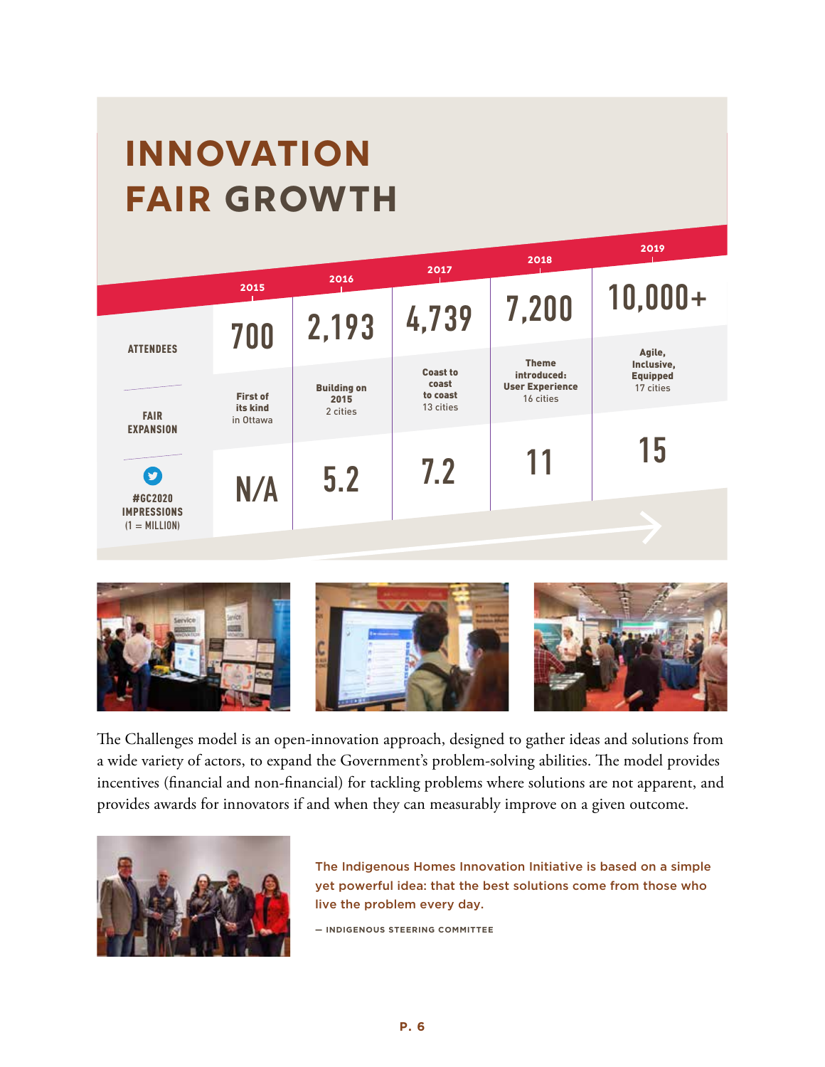# INNOVATION FAIR GROWTH

| | 2015 | 2016 | 2017 | 2018 | 2019 |
|---|---|---|---|---|---|
| ATTENDEES | 700 | 2,193 | 4,739 | 7,200 | 10,000+ |
| FAIR EXPANSION | **First of its kind** in Ottawa | **Building on 2015** 2 cities | **Coast to coast to coast** 13 cities | **Theme introduced: User Experience** 16 cities | **Agile, Inclusive, Equipped** 17 cities |
| #GC2020 IMPRESSIONS (1 = MILLION) | N/A | 5.2 | 7.2 | 11 | 15 |

The Challenges model is an open-innovation approach, designed to gather ideas and solutions from a wide variety of actors, to expand the Government's problem-solving abilities. The model provides incentives (financial and non-financial) for tackling problems where solutions are not apparent, and provides awards for innovators if and when they can measurably improve on a given outcome.

> The Indigenous Homes Innovation Initiative is based on a simple yet powerful idea: that the best solutions come from those who live the problem every day.
>
> — INDIGENOUS STEERING COMMITTEE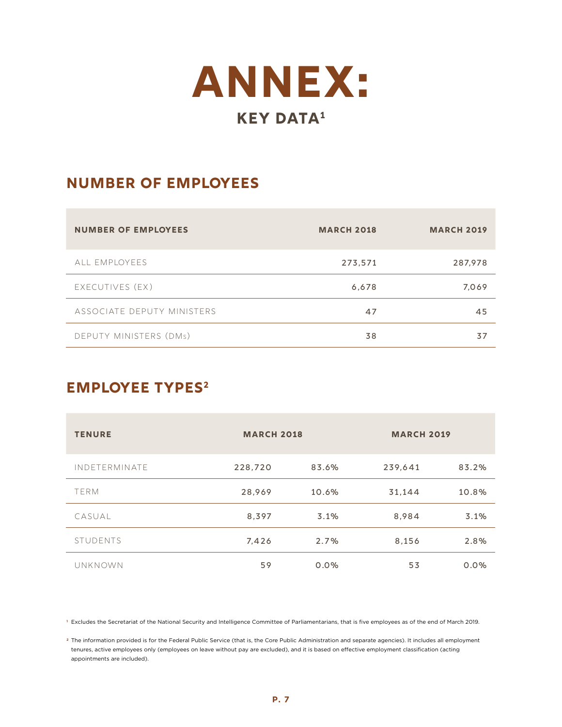# ANNEX:

## KEY DATA[1]

## NUMBER OF EMPLOYEES

| NUMBER OF EMPLOYEES | MARCH 2018 | MARCH 2019 |
|---|---|---|
| ALL EMPLOYEES | 273,571 | 287,978 |
| EXECUTIVES (EX) | 6,678 | 7,069 |
| ASSOCIATE DEPUTY MINISTERS | 47 | 45 |
| DEPUTY MINISTERS (DMs) | 38 | 37 |

## EMPLOYEE TYPES[2]

| TENURE | MARCH 2018 | | MARCH 2019 | |
|---|---|---|---|---|
| INDETERMINATE | 228,720 | 83.6% | 239,641 | 83.2% |
| TERM | 28,969 | 10.6% | 31,144 | 10.8% |
| CASUAL | 8,397 | 3.1% | 8,984 | 3.1% |
| STUDENTS | 7,426 | 2.7% | 8,156 | 2.8% |
| UNKNOWN | 59 | 0.0% | 53 | 0.0% |

[1] Excludes the Secretariat of the National Security and Intelligence Committee of Parliamentarians, that is five employees as of the end of March 2019.

[2] The information provided is for the Federal Public Service (that is, the Core Public Administration and separate agencies). It includes all employment tenures, active employees only (employees on leave without pay are excluded), and it is based on effective employment classification (acting appointments are included).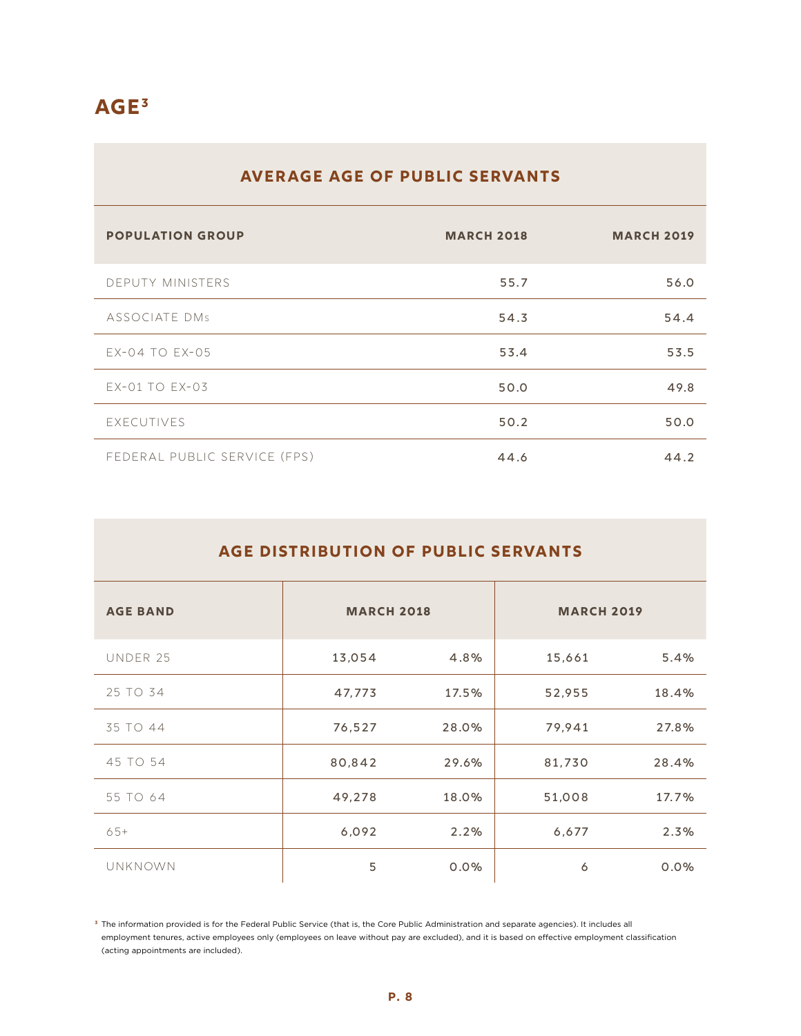# AGE[3]

## AVERAGE AGE OF PUBLIC SERVANTS

| POPULATION GROUP | MARCH 2018 | MARCH 2019 |
| --- | --- | --- |
| DEPUTY MINISTERS | 55.7 | 56.0 |
| ASSOCIATE DMs | 54.3 | 54.4 |
| EX-04 TO EX-05 | 53.4 | 53.5 |
| EX-01 TO EX-03 | 50.0 | 49.8 |
| EXECUTIVES | 50.2 | 50.0 |
| FEDERAL PUBLIC SERVICE (FPS) | 44.6 | 44.2 |

## AGE DISTRIBUTION OF PUBLIC SERVANTS

| AGE BAND | MARCH 2018 | | MARCH 2019 | |
| --- | --- | --- | --- | --- |
| UNDER 25 | 13,054 | 4.8% | 15,661 | 5.4% |
| 25 TO 34 | 47,773 | 17.5% | 52,955 | 18.4% |
| 35 TO 44 | 76,527 | 28.0% | 79,941 | 27.8% |
| 45 TO 54 | 80,842 | 29.6% | 81,730 | 28.4% |
| 55 TO 64 | 49,278 | 18.0% | 51,008 | 17.7% |
| 65+ | 6,092 | 2.2% | 6,677 | 2.3% |
| UNKNOWN | 5 | 0.0% | 6 | 0.0% |

[3] The information provided is for the Federal Public Service (that is, the Core Public Administration and separate agencies). It includes all employment tenures, active employees only (employees on leave without pay are excluded), and it is based on effective employment classification (acting appointments are included).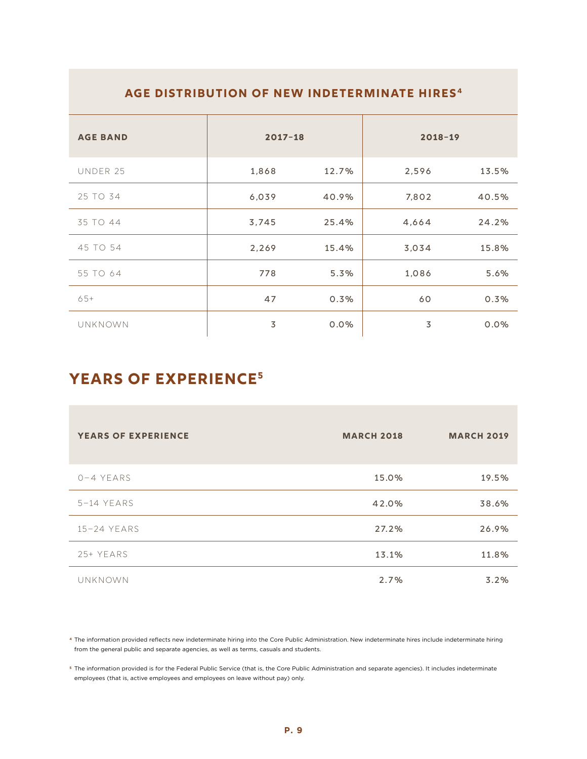## AGE DISTRIBUTION OF NEW INDETERMINATE HIRES[4]

| AGE BAND | 2017–18 | | 2018–19 | |
|---|---|---|---|---|
| UNDER 25 | 1,868 | 12.7% | 2,596 | 13.5% |
| 25 TO 34 | 6,039 | 40.9% | 7,802 | 40.5% |
| 35 TO 44 | 3,745 | 25.4% | 4,664 | 24.2% |
| 45 TO 54 | 2,269 | 15.4% | 3,034 | 15.8% |
| 55 TO 64 | 778 | 5.3% | 1,086 | 5.6% |
| 65+ | 47 | 0.3% | 60 | 0.3% |
| UNKNOWN | 3 | 0.0% | 3 | 0.0% |

## YEARS OF EXPERIENCE[5]

| YEARS OF EXPERIENCE | MARCH 2018 | MARCH 2019 |
|---|---|---|
| 0–4 YEARS | 15.0% | 19.5% |
| 5–14 YEARS | 42.0% | 38.6% |
| 15–24 YEARS | 27.2% | 26.9% |
| 25+ YEARS | 13.1% | 11.8% |
| UNKNOWN | 2.7% | 3.2% |

[4] The information provided reflects new indeterminate hiring into the Core Public Administration. New indeterminate hires include indeterminate hiring from the general public and separate agencies, as well as terms, casuals and students.

[5] The information provided is for the Federal Public Service (that is, the Core Public Administration and separate agencies). It includes indeterminate employees (that is, active employees and employees on leave without pay) only.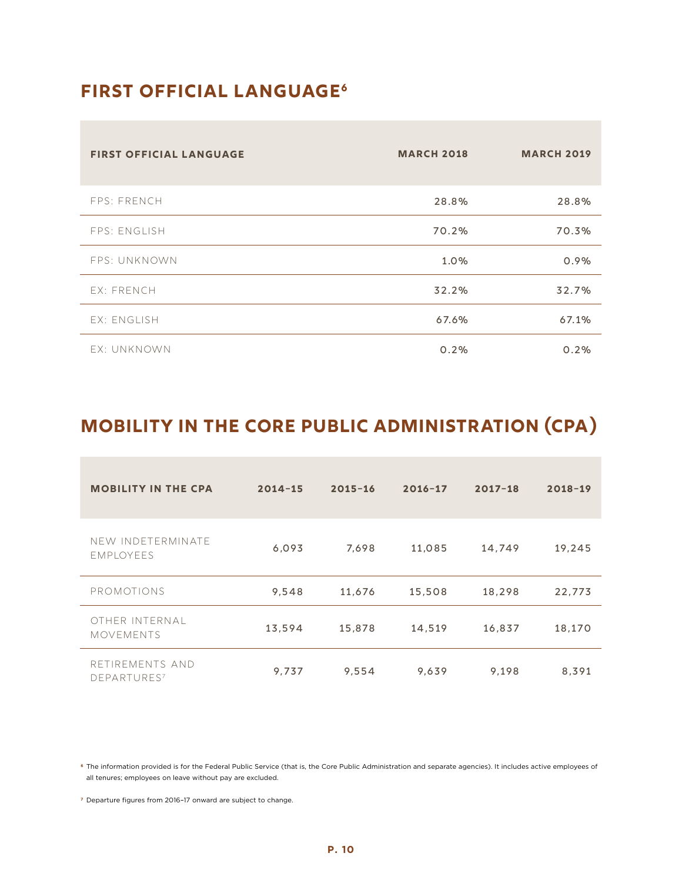## FIRST OFFICIAL LANGUAGE[6]

| FIRST OFFICIAL LANGUAGE | MARCH 2018 | MARCH 2019 |
|---|---|---|
| FPS: FRENCH | 28.8% | 28.8% |
| FPS: ENGLISH | 70.2% | 70.3% |
| FPS: UNKNOWN | 1.0% | 0.9% |
| EX: FRENCH | 32.2% | 32.7% |
| EX: ENGLISH | 67.6% | 67.1% |
| EX: UNKNOWN | 0.2% | 0.2% |

## MOBILITY IN THE CORE PUBLIC ADMINISTRATION (CPA)

| MOBILITY IN THE CPA | 2014–15 | 2015–16 | 2016–17 | 2017–18 | 2018–19 |
|---|---|---|---|---|---|
| NEW INDETERMINATE EMPLOYEES | 6,093 | 7,698 | 11,085 | 14,749 | 19,245 |
| PROMOTIONS | 9,548 | 11,676 | 15,508 | 18,298 | 22,773 |
| OTHER INTERNAL MOVEMENTS | 13,594 | 15,878 | 14,519 | 16,837 | 18,170 |
| RETIREMENTS AND DEPARTURES[7] | 9,737 | 9,554 | 9,639 | 9,198 | 8,391 |

[6] The information provided is for the Federal Public Service (that is, the Core Public Administration and separate agencies). It includes active employees of all tenures; employees on leave without pay are excluded.

[7] Departure figures from 2016–17 onward are subject to change.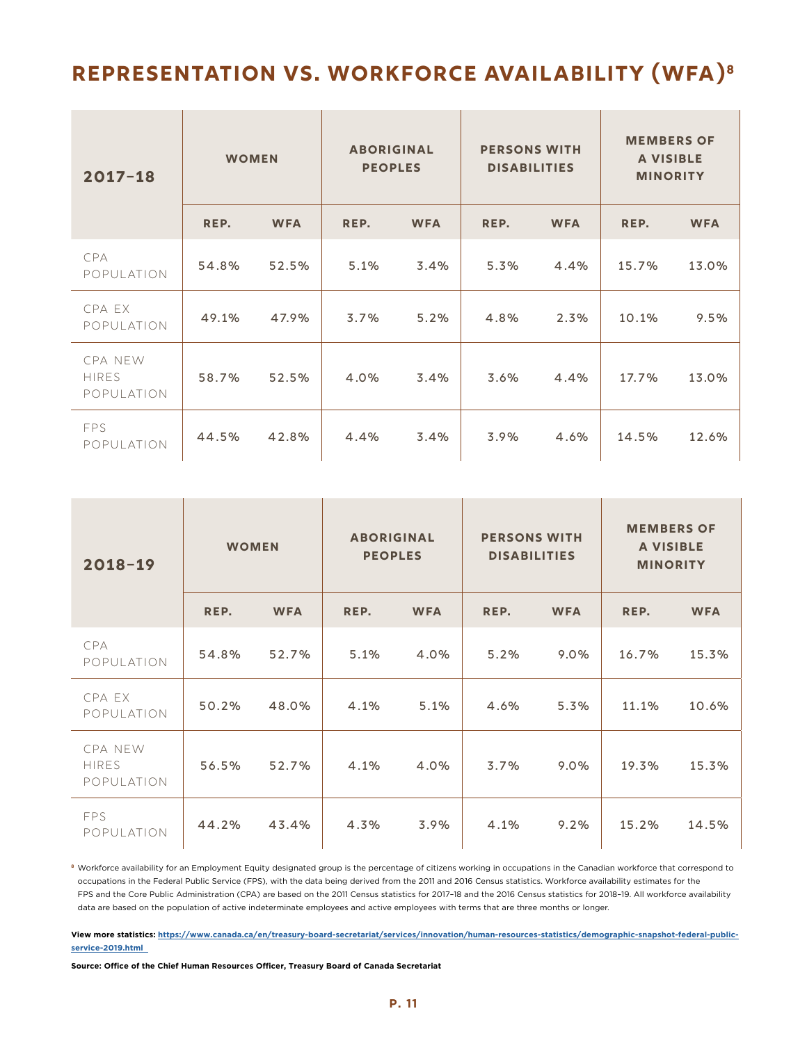## REPRESENTATION VS. WORKFORCE AVAILABILITY (WFA)[8]

| 2017–18 | WOMEN | | ABORIGINAL PEOPLES | | PERSONS WITH DISABILITIES | | MEMBERS OF A VISIBLE MINORITY | |
|---|---|---|---|---|---|---|---|---|
| | REP. | WFA | REP. | WFA | REP. | WFA | REP. | WFA |
| CPA POPULATION | 54.8% | 52.5% | 5.1% | 3.4% | 5.3% | 4.4% | 15.7% | 13.0% |
| CPA EX POPULATION | 49.1% | 47.9% | 3.7% | 5.2% | 4.8% | 2.3% | 10.1% | 9.5% |
| CPA NEW HIRES POPULATION | 58.7% | 52.5% | 4.0% | 3.4% | 3.6% | 4.4% | 17.7% | 13.0% |
| FPS POPULATION | 44.5% | 42.8% | 4.4% | 3.4% | 3.9% | 4.6% | 14.5% | 12.6% |

| 2018–19 | WOMEN | | ABORIGINAL PEOPLES | | PERSONS WITH DISABILITIES | | MEMBERS OF A VISIBLE MINORITY | |
|---|---|---|---|---|---|---|---|---|
| | REP. | WFA | REP. | WFA | REP. | WFA | REP. | WFA |
| CPA POPULATION | 54.8% | 52.7% | 5.1% | 4.0% | 5.2% | 9.0% | 16.7% | 15.3% |
| CPA EX POPULATION | 50.2% | 48.0% | 4.1% | 5.1% | 4.6% | 5.3% | 11.1% | 10.6% |
| CPA NEW HIRES POPULATION | 56.5% | 52.7% | 4.1% | 4.0% | 3.7% | 9.0% | 19.3% | 15.3% |
| FPS POPULATION | 44.2% | 43.4% | 4.3% | 3.9% | 4.1% | 9.2% | 15.2% | 14.5% |

[8] Workforce availability for an Employment Equity designated group is the percentage of citizens working in occupations in the Canadian workforce that correspond to occupations in the Federal Public Service (FPS), with the data being derived from the 2011 and 2016 Census statistics. Workforce availability estimates for the FPS and the Core Public Administration (CPA) are based on the 2011 Census statistics for 2017–18 and the 2016 Census statistics for 2018–19. All workforce availability data are based on the population of active indeterminate employees and active employees with terms that are three months or longer.

**View more statistics: https://www.canada.ca/en/treasury-board-secretariat/services/innovation/human-resources-statistics/demographic-snapshot-federal-public-service-2019.html**

**Source: Office of the Chief Human Resources Officer, Treasury Board of Canada Secretariat**